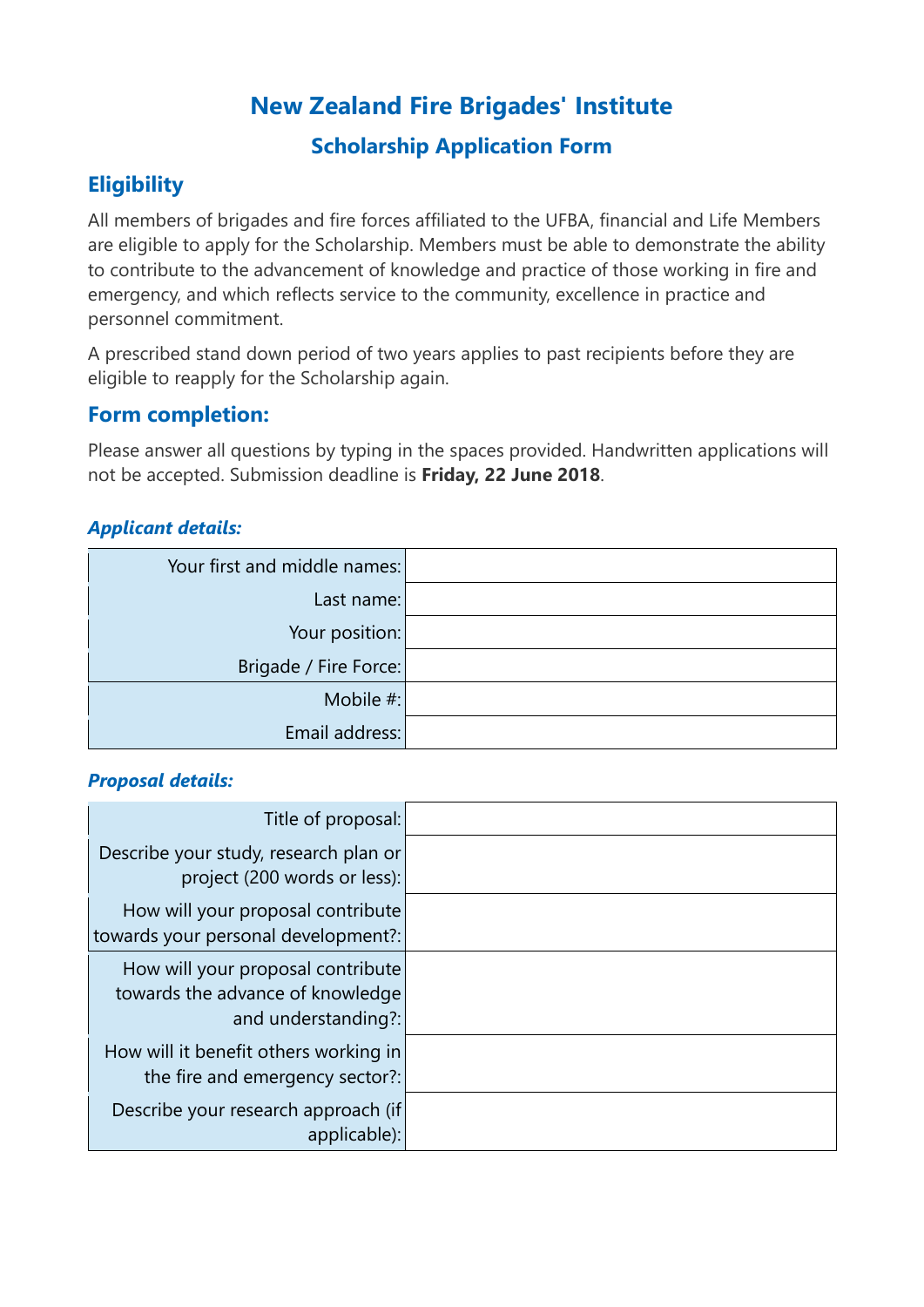# New Zealand Fire Brigades' Institute

## Scholarship Application Form

## Eligibility

All members of brigades and fire forces affiliated to the UFBA, financial and Life Members are eligible to apply for the Scholarship. Members must be able to demonstrate the ability to contribute to the advancement of knowledge and practice of those working in fire and emergency, and which reflects service to the community, excellence in practice and personnel commitment.

A prescribed stand down period of two years applies to past recipients before they are eligible to reapply for the Scholarship again.

## Form completion:

Please answer all questions by typing in the spaces provided. Handwritten applications will not be accepted. Submission deadline is **Friday, 22 June 2018**.

### *Applicant details:*

| | |
|---|---|
| Your first and middle names: | |
| Last name: | |
| Your position: | |
| Brigade / Fire Force: | |
| Mobile #: | |
| Email address: | |

### *Proposal details:*

| | |
|---|---|
| Title of proposal: | |
| Describe your study, research plan or project (200 words or less): | |
| How will your proposal contribute towards your personal development?: | |
| How will your proposal contribute towards the advance of knowledge and understanding?: | |
| How will it benefit others working in the fire and emergency sector?: | |
| Describe your research approach (if applicable): | |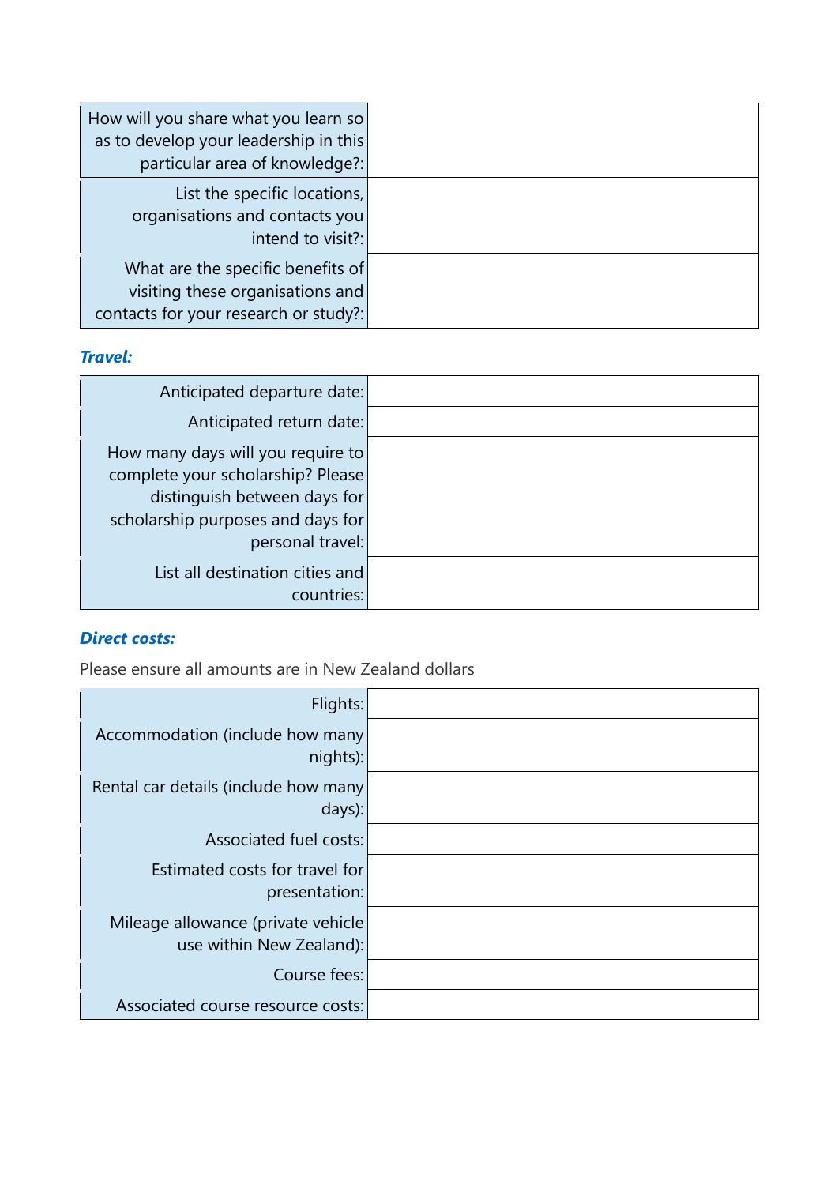| | |
|---|---|
| How will you share what you learn so as to develop your leadership in this particular area of knowledge?: | |
| List the specific locations, organisations and contacts you intend to visit?: | |
| What are the specific benefits of visiting these organisations and contacts for your research or study?: | |

***Travel:***

| | |
|---|---|
| Anticipated departure date: | |
| Anticipated return date: | |
| How many days will you require to complete your scholarship? Please distinguish between days for scholarship purposes and days for personal travel: | |
| List all destination cities and countries: | |

***Direct costs:***

Please ensure all amounts are in New Zealand dollars

| | |
|---|---|
| Flights: | |
| Accommodation (include how many nights): | |
| Rental car details (include how many days): | |
| Associated fuel costs: | |
| Estimated costs for travel for presentation: | |
| Mileage allowance (private vehicle use within New Zealand): | |
| Course fees: | |
| Associated course resource costs: | |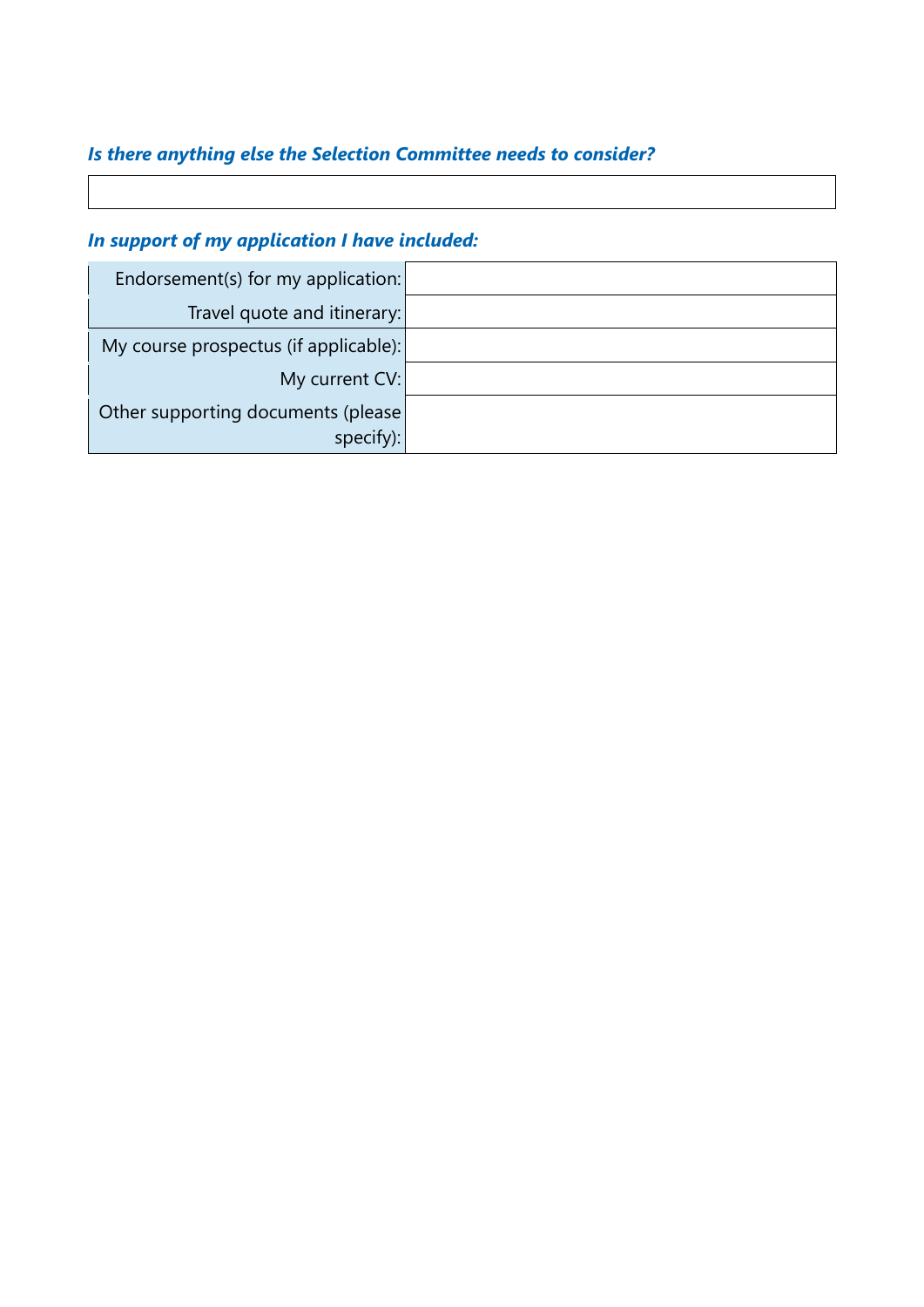***Is there anything else the Selection Committee needs to consider?***

| |
|---|
| |

***In support of my application I have included:***

| | |
|---|---|
| Endorsement(s) for my application: | |
| Travel quote and itinerary: | |
| My course prospectus (if applicable): | |
| My current CV: | |
| Other supporting documents (please specify): | |